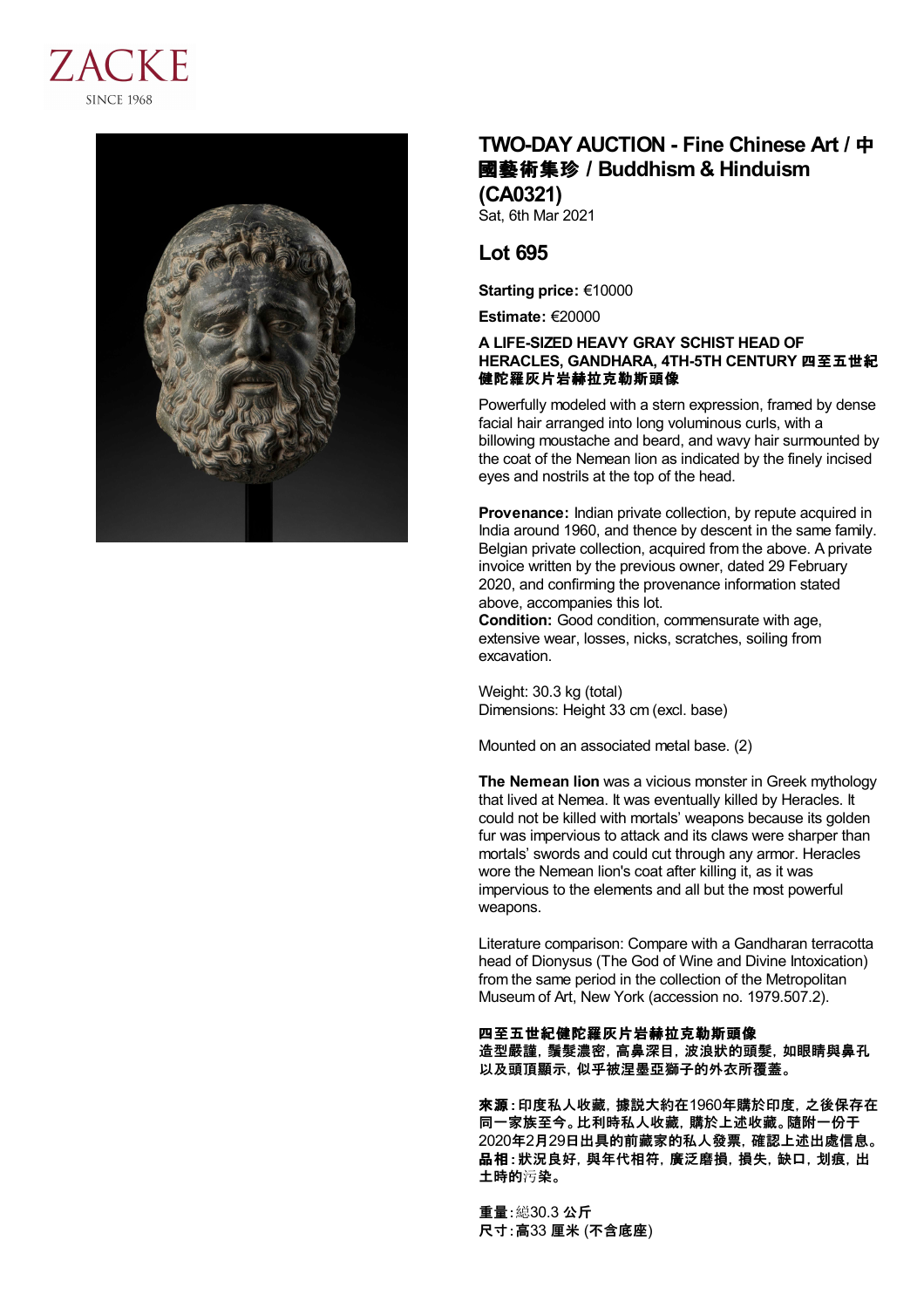# TWO-DAY AUCTION - Fine Chinese Art / 中國藝術集珍 / Buddhism & Hinduism (CA0321)

Sat, 6th Mar 2021

## Lot 695

**Starting price:** €10000

**Estimate:** €20000

**A LIFE-SIZED HEAVY GRAY SCHIST HEAD OF HERACLES, GANDHARA, 4TH-5TH CENTURY 四至五世紀健陀羅灰片岩赫拉克勒斯頭像**

Powerfully modeled with a stern expression, framed by dense facial hair arranged into long voluminous curls, with a billowing moustache and beard, and wavy hair surrounded by the coat of the Nemean lion as indicated by the finely incised eyes and nostrils at the top of the head.

**Provenance:** Indian private collection, by repute acquired in India around 1960, and thence by descent in the same family. Belgian private collection, acquired from the above. A private invoice written by the previous owner, dated 29 February 2020, and confirming the provenance information stated above, accompanies this lot.
**Condition:** Good condition, commensurate with age, extensive wear, losses, nicks, scratches, soiling from excavation.

Weight: 30.3 kg (total)
Dimensions: Height 33 cm (excl. base)

Mounted on an associated metal base. (2)

**The Nemean lion** was a vicious monster in Greek mythology that lived at Nemea. It was eventually killed by Heracles. It could not be killed with mortals' weapons because its golden fur was impervious to attack and its claws were sharper than mortals' swords and could cut through any armor. Heracles wore the Nemean lion's coat after killing it, as it was impervious to the elements and all but the most powerful weapons.

Literature comparison: Compare with a Gandharan terracotta head of Dionysus (The God of Wine and Divine Intoxication) from the same period in the collection of the Metropolitan Museum of Art, New York (accession no. 1979.507.2).

**四至五世紀健陀羅灰片岩赫拉克勒斯頭像**
**造型嚴謹，鬚髮濃密，高鼻深目，波浪狀的頭髮，如眼睛與鼻孔以及頭頂顯示，似乎被涅墨亞獅子的外衣所覆蓋。**

**來源：印度私人收藏，據説大約在1960年購於印度，之後保存在同一家族至今。比利時私人收藏，購於上述收藏。隨附一份于2020年2月29日出具的前藏家的私人發票，確認上述出處信息。**
**品相：狀況良好，與年代相符，廣泛磨損，損失，缺口，划痕，出土時的污染。**

**重量：總30.3 公斤**
**尺寸：高33 厘米 (不含底座)**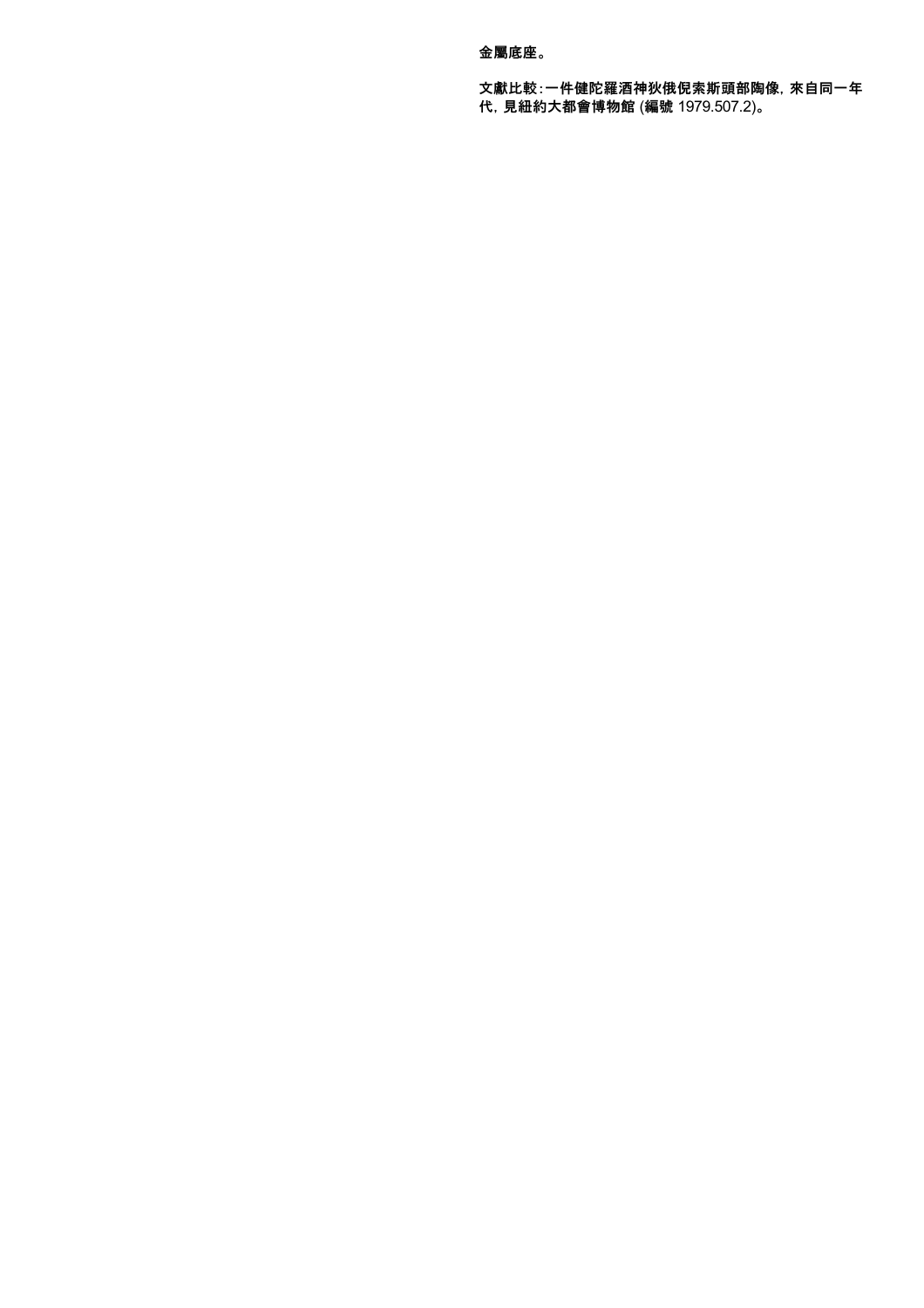**金屬底座。**

**文獻比較：一件健陀羅酒神狄俄倪索斯頭部陶像，來自同一年代，見紐約大都會博物館 (編號** 1979.507.2)**。**